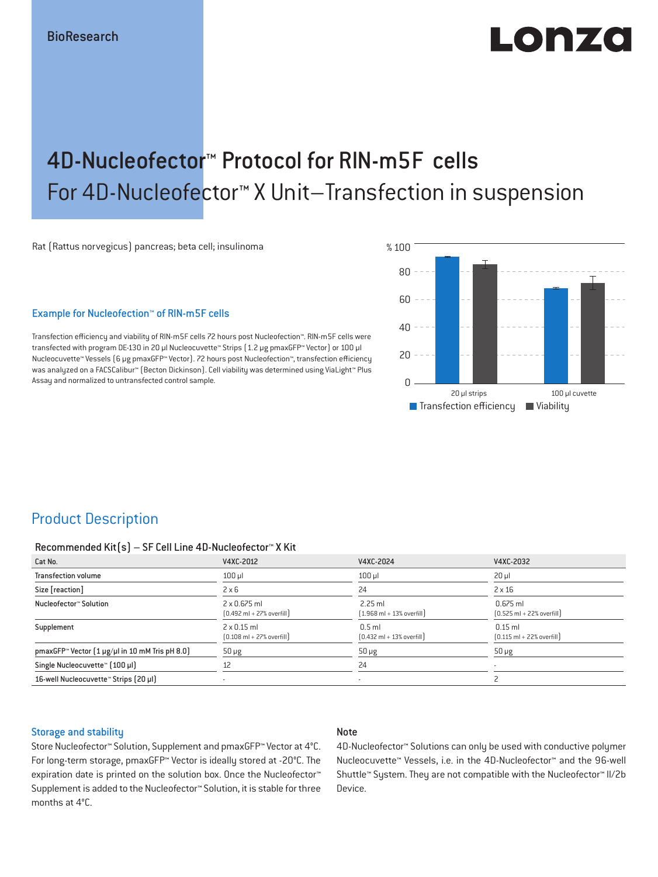BioResearch

Lonza

# 4D-Nucleofector™ Protocol for RIN-m5F cells

## For 4D-Nucleofector™ X Unit–Transfection in suspension

Rat (Rattus norvegicus) pancreas; beta cell; insulinoma

### Example for Nucleofection™ of RIN-m5F cells

Transfection efficiency and viability of RIN-m5F cells 72 hours post Nucleofection™. RIN-m5F cells were transfected with program DE-130 in 20 μl Nucleocuvette™ Strips (1.2 μg pmaxGFP™ Vector) or 100 μl Nucleocuvette™ Vessels (6 μg pmaxGFP™ Vector). 72 hours post Nucleofection™, transfection efficiency was analyzed on a FACSCalibur™ (Becton Dickinson). Cell viability was determined using ViaLight™ Plus Assay and normalized to untransfected control sample.

## Product Description

Recommended Kit(s) – SF Cell Line 4D-Nucleofector™ X Kit

| Cat No. | V4XC-2012 | V4XC-2024 | V4XC-2032 |
|---|---|---|---|
| Transfection volume | 100 μl | 100 μl | 20 μl |
| Size [reaction] | 2 x 6 | 24 | 2 x 16 |
| Nucleofector™ Solution | 2 x 0.675 ml (0.492 ml + 27% overfill) | 2.25 ml (1.968 ml + 13% overfill) | 0.675 ml (0.525 ml + 22% overfill) |
| Supplement | 2 x 0.15 ml (0.108 ml + 27% overfill) | 0.5 ml (0.432 ml + 13% overfill) | 0.15 ml (0.115 ml + 22% overfill) |
| pmaxGFP™ Vector (1 μg/μl in 10 mM Tris pH 8.0) | 50 μg | 50 μg | 50 μg |
| Single Nucleocuvette™ (100 μl) | 12 | 24 | - |
| 16-well Nucleocuvette™ Strips (20 μl) | - | - | 2 |

### Storage and stability

Store Nucleofector™ Solution, Supplement and pmaxGFP™ Vector at 4°C. For long-term storage, pmaxGFP™ Vector is ideally stored at -20°C. The expiration date is printed on the solution box. Once the Nucleofector™ Supplement is added to the Nucleofector™ Solution, it is stable for three months at 4°C.

### Note

4D-Nucleofector™ Solutions can only be used with conductive polymer Nucleocuvette™ Vessels, i.e. in the 4D-Nucleofector™ and the 96-well Shuttle™ System. They are not compatible with the Nucleofector™ II/2b Device.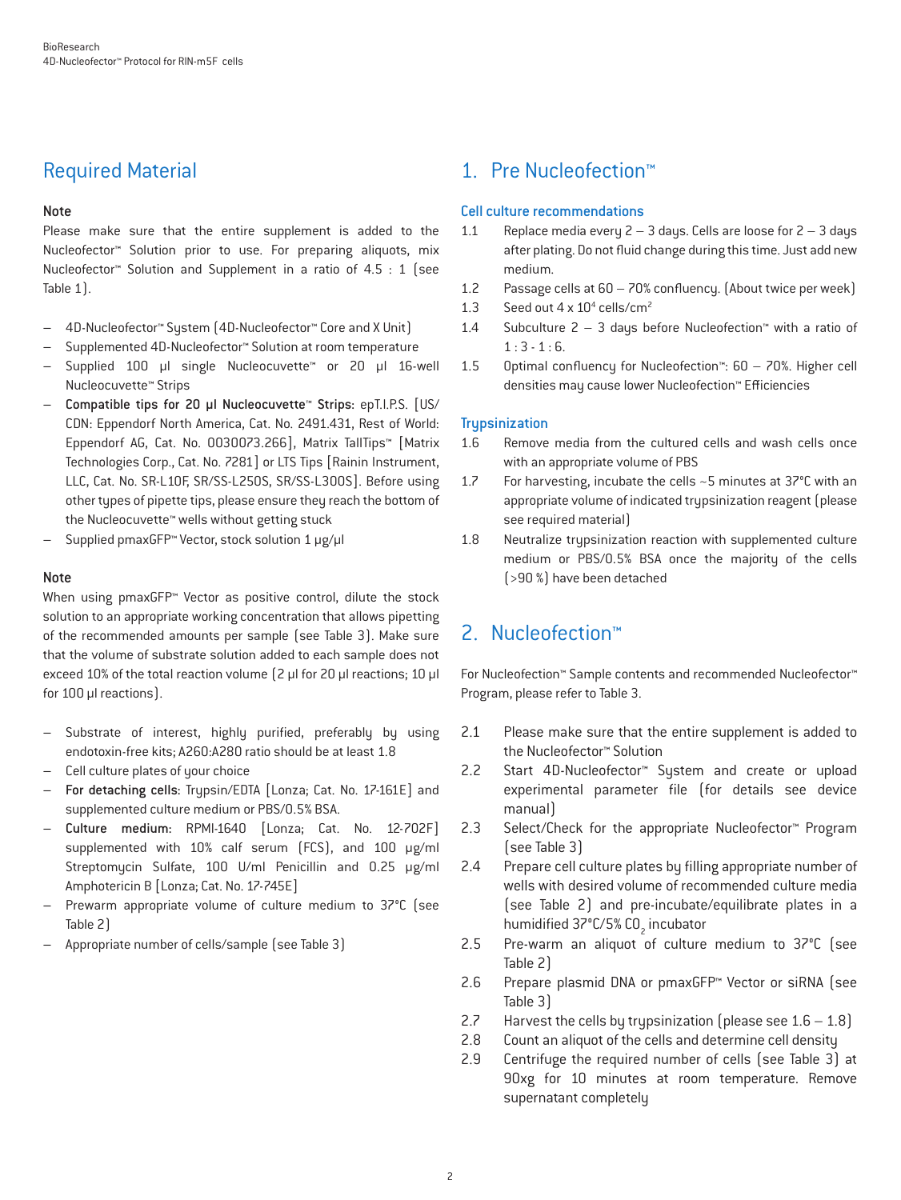## Required Material

**Note**

Please make sure that the entire supplement is added to the Nucleofector™ Solution prior to use. For preparing aliquots, mix Nucleofector™ Solution and Supplement in a ratio of 4.5 : 1 (see Table 1).

- 4D-Nucleofector™ System (4D-Nucleofector™ Core and X Unit)
- Supplemented 4D-Nucleofector™ Solution at room temperature
- Supplied 100 µl single Nucleocuvette™ or 20 µl 16-well Nucleocuvette™ Strips
- **Compatible tips for 20 µl Nucleocuvette™ Strips:** epT.I.P.S. [US/CDN: Eppendorf North America, Cat. No. 2491.431, Rest of World: Eppendorf AG, Cat. No. 0030073.266], Matrix TallTips™ [Matrix Technologies Corp., Cat. No. 7281] or LTS Tips [Rainin Instrument, LLC, Cat. No. SR-L10F, SR/SS-L250S, SR/SS-L300S]. Before using other types of pipette tips, please ensure they reach the bottom of the Nucleocuvette™ wells without getting stuck
- Supplied pmaxGFP™ Vector, stock solution 1 µg/µl

**Note**

When using pmaxGFP™ Vector as positive control, dilute the stock solution to an appropriate working concentration that allows pipetting of the recommended amounts per sample (see Table 3). Make sure that the volume of substrate solution added to each sample does not exceed 10% of the total reaction volume (2 µl for 20 µl reactions; 10 µl for 100 µl reactions).

- Substrate of interest, highly purified, preferably by using endotoxin-free kits; A260:A280 ratio should be at least 1.8
- Cell culture plates of your choice
- **For detaching cells:** Trypsin/EDTA [Lonza; Cat. No. 17-161E] and supplemented culture medium or PBS/0.5% BSA.
- **Culture medium:** RPMI-1640 [Lonza; Cat. No. 12-702F] supplemented with 10% calf serum (FCS), and 100 µg/ml Streptomycin Sulfate, 100 U/ml Penicillin and 0.25 µg/ml Amphotericin B [Lonza; Cat. No. 17-745E]
- Prewarm appropriate volume of culture medium to 37°C (see Table 2)
- Appropriate number of cells/sample (see Table 3)

## 1. Pre Nucleofection™

### Cell culture recommendations

1.1 Replace media every 2 – 3 days. Cells are loose for 2 – 3 days after plating. Do not fluid change during this time. Just add new medium.

1.2 Passage cells at 60 – 70% confluency. (About twice per week)

1.3 Seed out 4 x $10^4$ cells/cm$^2$

1.4 Subculture 2 – 3 days before Nucleofection™ with a ratio of 1 : 3 - 1 : 6.

1.5 Optimal confluency for Nucleofection™: 60 – 70%. Higher cell densities may cause lower Nucleofection™ Efficiencies

### Trypsinization

1.6 Remove media from the cultured cells and wash cells once with an appropriate volume of PBS

1.7 For harvesting, incubate the cells ~5 minutes at 37°C with an appropriate volume of indicated trypsinization reagent (please see required material)

1.8 Neutralize trypsinization reaction with supplemented culture medium or PBS/0.5% BSA once the majority of the cells (>90 %) have been detached

## 2. Nucleofection™

For Nucleofection™ Sample contents and recommended Nucleofector™ Program, please refer to Table 3.

2.1 Please make sure that the entire supplement is added to the Nucleofector™ Solution

2.2 Start 4D-Nucleofector™ System and create or upload experimental parameter file (for details see device manual)

2.3 Select/Check for the appropriate Nucleofector™ Program (see Table 3)

2.4 Prepare cell culture plates by filling appropriate number of wells with desired volume of recommended culture media (see Table 2) and pre-incubate/equilibrate plates in a humidified 37°C/5% $CO_2$ incubator

2.5 Pre-warm an aliquot of culture medium to 37°C (see Table 2)

2.6 Prepare plasmid DNA or pmaxGFP™ Vector or siRNA (see Table 3)

2.7 Harvest the cells by trypsinization (please see 1.6 – 1.8)

2.8 Count an aliquot of the cells and determine cell density

2.9 Centrifuge the required number of cells (see Table 3) at 90xg for 10 minutes at room temperature. Remove supernatant completely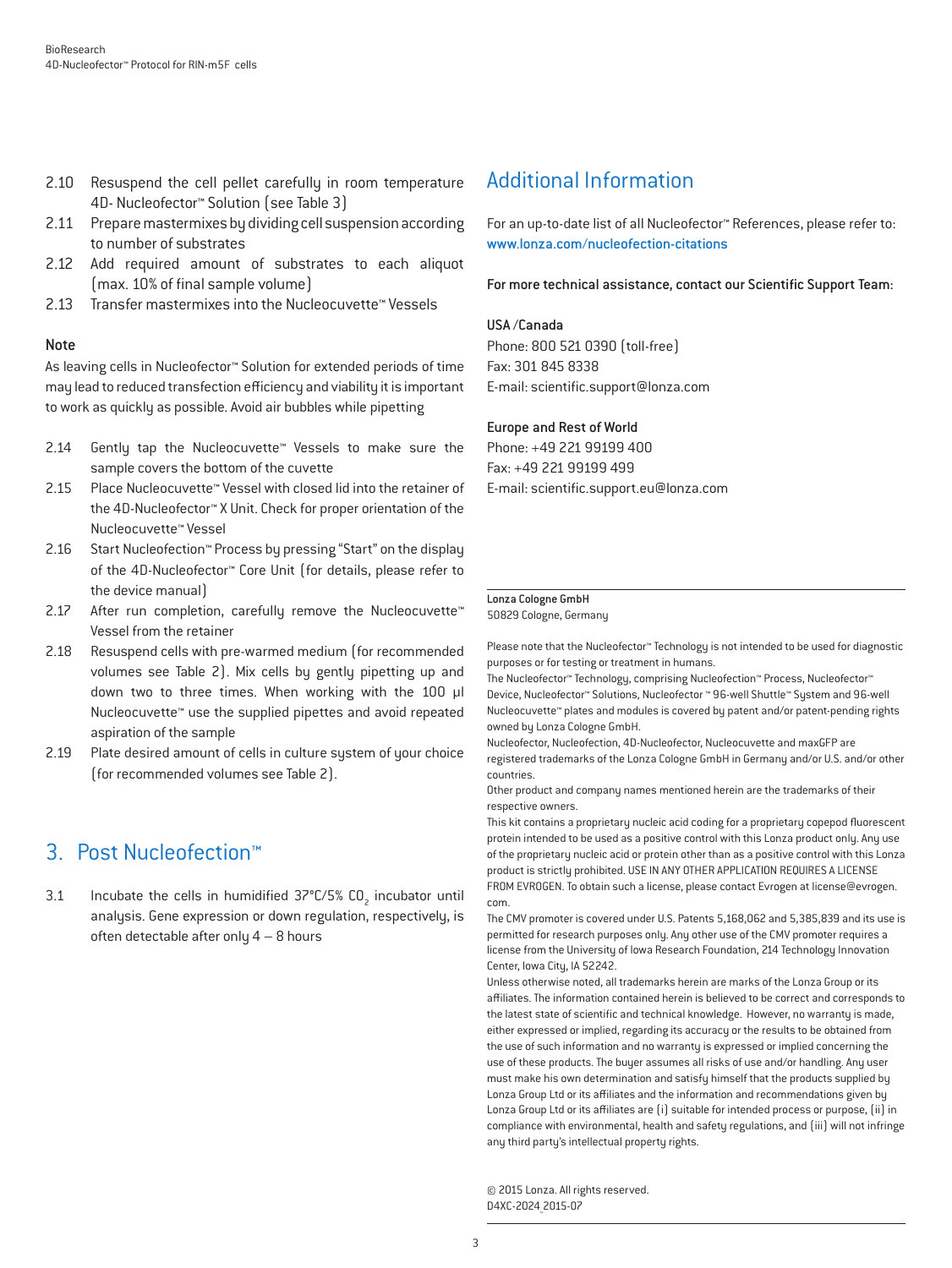2.10 Resuspend the cell pellet carefully in room temperature 4D- Nucleofector™ Solution (see Table 3)

2.11 Prepare mastermixes by dividing cell suspension according to number of substrates

2.12 Add required amount of substrates to each aliquot (max. 10% of final sample volume)

2.13 Transfer mastermixes into the Nucleocuvette™ Vessels

**Note**

As leaving cells in Nucleofector™ Solution for extended periods of time may lead to reduced transfection efficiency and viability it is important to work as quickly as possible. Avoid air bubbles while pipetting

2.14 Gently tap the Nucleocuvette™ Vessels to make sure the sample covers the bottom of the cuvette

2.15 Place Nucleocuvette™ Vessel with closed lid into the retainer of the 4D-Nucleofector™ X Unit. Check for proper orientation of the Nucleocuvette™ Vessel

2.16 Start Nucleofection™ Process by pressing "Start" on the display of the 4D-Nucleofector™ Core Unit (for details, please refer to the device manual)

2.17 After run completion, carefully remove the Nucleocuvette™ Vessel from the retainer

2.18 Resuspend cells with pre-warmed medium (for recommended volumes see Table 2). Mix cells by gently pipetting up and down two to three times. When working with the 100 µl Nucleocuvette™ use the supplied pipettes and avoid repeated aspiration of the sample

2.19 Plate desired amount of cells in culture system of your choice (for recommended volumes see Table 2).

## 3. Post Nucleofection™

3.1 Incubate the cells in humidified 37°C/5% $CO_2$ incubator until analysis. Gene expression or down regulation, respectively, is often detectable after only 4 – 8 hours

## Additional Information

For an up-to-date list of all Nucleofector™ References, please refer to: www.lonza.com/nucleofection-citations

For more technical assistance, contact our Scientific Support Team:

**USA /Canada**
Phone: 800 521 0390 (toll-free)
Fax: 301 845 8338
E-mail: scientific.support@lonza.com

**Europe and Rest of World**
Phone: +49 221 99199 400
Fax: +49 221 99199 499
E-mail: scientific.support.eu@lonza.com

**Lonza Cologne GmbH**
50829 Cologne, Germany

Please note that the Nucleofector™ Technology is not intended to be used for diagnostic purposes or for testing or treatment in humans.
The Nucleofector™ Technology, comprising Nucleofection™ Process, Nucleofector™ Device, Nucleofector™ Solutions, Nucleofector ™ 96-well Shuttle™ System and 96-well Nucleocuvette™ plates and modules is covered by patent and/or patent-pending rights owned by Lonza Cologne GmbH.
Nucleofector, Nucleofection, 4D-Nucleofector, Nucleocuvette and maxGFP are registered trademarks of the Lonza Cologne GmbH in Germany and/or U.S. and/or other countries.
Other product and company names mentioned herein are the trademarks of their respective owners.
This kit contains a proprietary nucleic acid coding for a proprietary copepod fluorescent protein intended to be used as a positive control with this Lonza product only. Any use of the proprietary nucleic acid or protein other than as a positive control with this Lonza product is strictly prohibited. USE IN ANY OTHER APPLICATION REQUIRES A LICENSE FROM EVROGEN. To obtain such a license, please contact Evrogen at license@evrogen.com.
The CMV promoter is covered under U.S. Patents 5,168,062 and 5,385,839 and its use is permitted for research purposes only. Any other use of the CMV promoter requires a license from the University of Iowa Research Foundation, 214 Technology Innovation Center, Iowa City, IA 52242.
Unless otherwise noted, all trademarks herein are marks of the Lonza Group or its affiliates. The information contained herein is believed to be correct and corresponds to the latest state of scientific and technical knowledge. However, no warranty is made, either expressed or implied, regarding its accuracy or the results to be obtained from the use of such information and no warranty is expressed or implied concerning the use of these products. The buyer assumes all risks of use and/or handling. Any user must make his own determination and satisfy himself that the products supplied by Lonza Group Ltd or its affiliates and the information and recommendations given by Lonza Group Ltd or its affiliates are (i) suitable for intended process or purpose, (ii) in compliance with environmental, health and safety regulations, and (iii) will not infringe any third party's intellectual property rights.

© 2015 Lonza. All rights reserved.
D4XC-2024_2015-07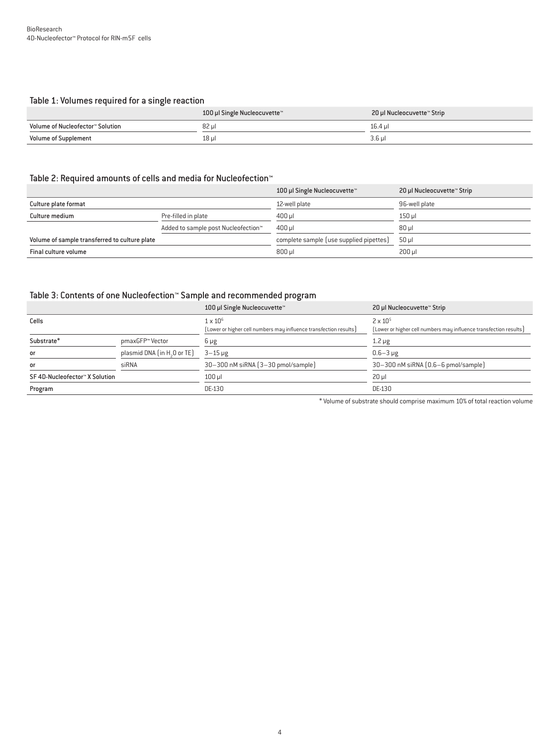### Table 1: Volumes required for a single reaction

| | 100 µl Single Nucleocuvette™ | 20 µl Nucleocuvette™ Strip |
|---|---|---|
| Volume of Nucleofector™ Solution | 82 µl | 16.4 µl |
| Volume of Supplement | 18 µl | 3.6 µl |

### Table 2: Required amounts of cells and media for Nucleofection™

| | | 100 µl Single Nucleocuvette™ | 20 µl Nucleocuvette™ Strip |
|---|---|---|---|
| Culture plate format | | 12-well plate | 96-well plate |
| Culture medium | Pre-filled in plate | 400 µl | 150 µl |
| | Added to sample post Nucleofection™ | 400 µl | 80 µl |
| Volume of sample transferred to culture plate | | complete sample (use supplied pipettes) | 50 µl |
| Final culture volume | | 800 µl | 200 µl |

### Table 3: Contents of one Nucleofection™ Sample and recommended program

| | | 100 µl Single Nucleocuvette™ | 20 µl Nucleocuvette™ Strip |
|---|---|---|---|
| Cells | | $1 \times 10^6$ (Lower or higher cell numbers may influence transfection results) | $2 \times 10^5$ (Lower or higher cell numbers may influence transfection results) |
| Substrate* | pmaxGFP™ Vector | 6 µg | 1.2 µg |
| or | plasmid DNA (in $H_2O$ or TE) | 3–15 µg | 0.6–3 µg |
| or | siRNA | 30–300 nM siRNA (3–30 pmol/sample) | 30–300 nM siRNA (0.6–6 pmol/sample) |
| SF 4D-Nucleofector™ X Solution | | 100 µl | 20 µl |
| Program | | DE-130 | DE-130 |

* Volume of substrate should comprise maximum 10% of total reaction volume